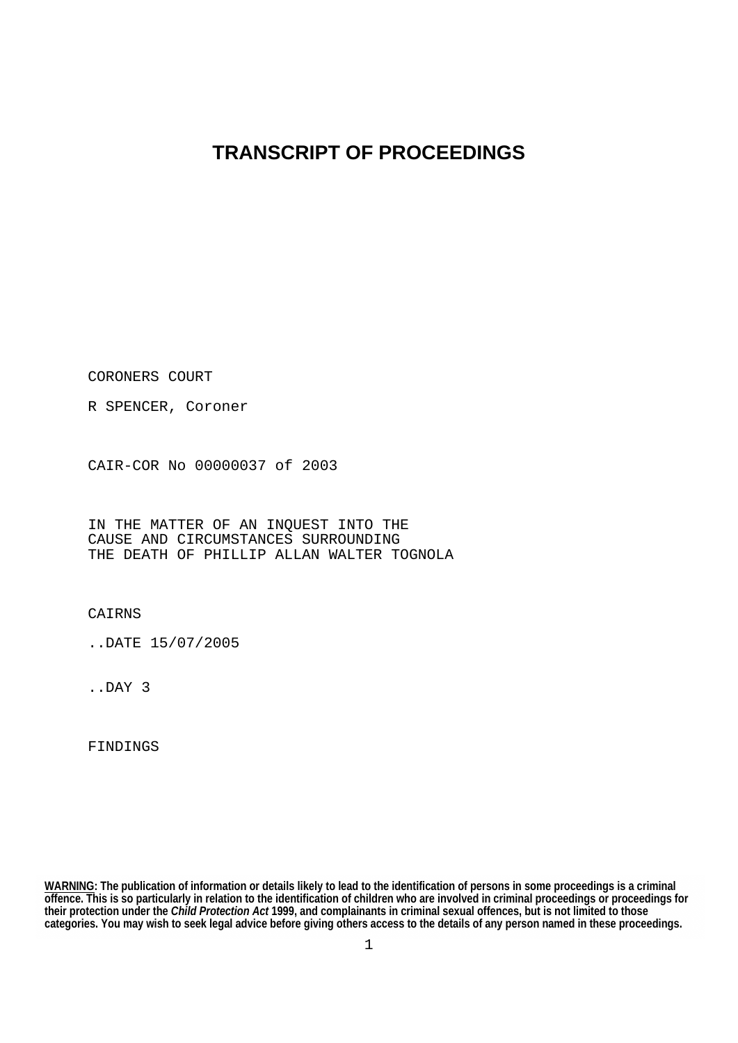# TRANSCRIPT OF PROCEEDINGS

CORONERS COURT

R SPENCER, Coroner

CAIR-COR No 00000037 of 2003

IN THE MATTER OF AN INQUEST INTO THE
CAUSE AND CIRCUMSTANCES SURROUNDING
THE DEATH OF PHILLIP ALLAN WALTER TOGNOLA

CAIRNS

..DATE 15/07/2005

..DAY 3

FINDINGS

**WARNING: The publication of information or details likely to lead to the identification of persons in some proceedings is a criminal offence. This is so particularly in relation to the identification of children who are involved in criminal proceedings or proceedings for their protection under the *Child Protection Act* 1999, and complainants in criminal sexual offences, but is not limited to those categories. You may wish to seek legal advice before giving others access to the details of any person named in these proceedings.**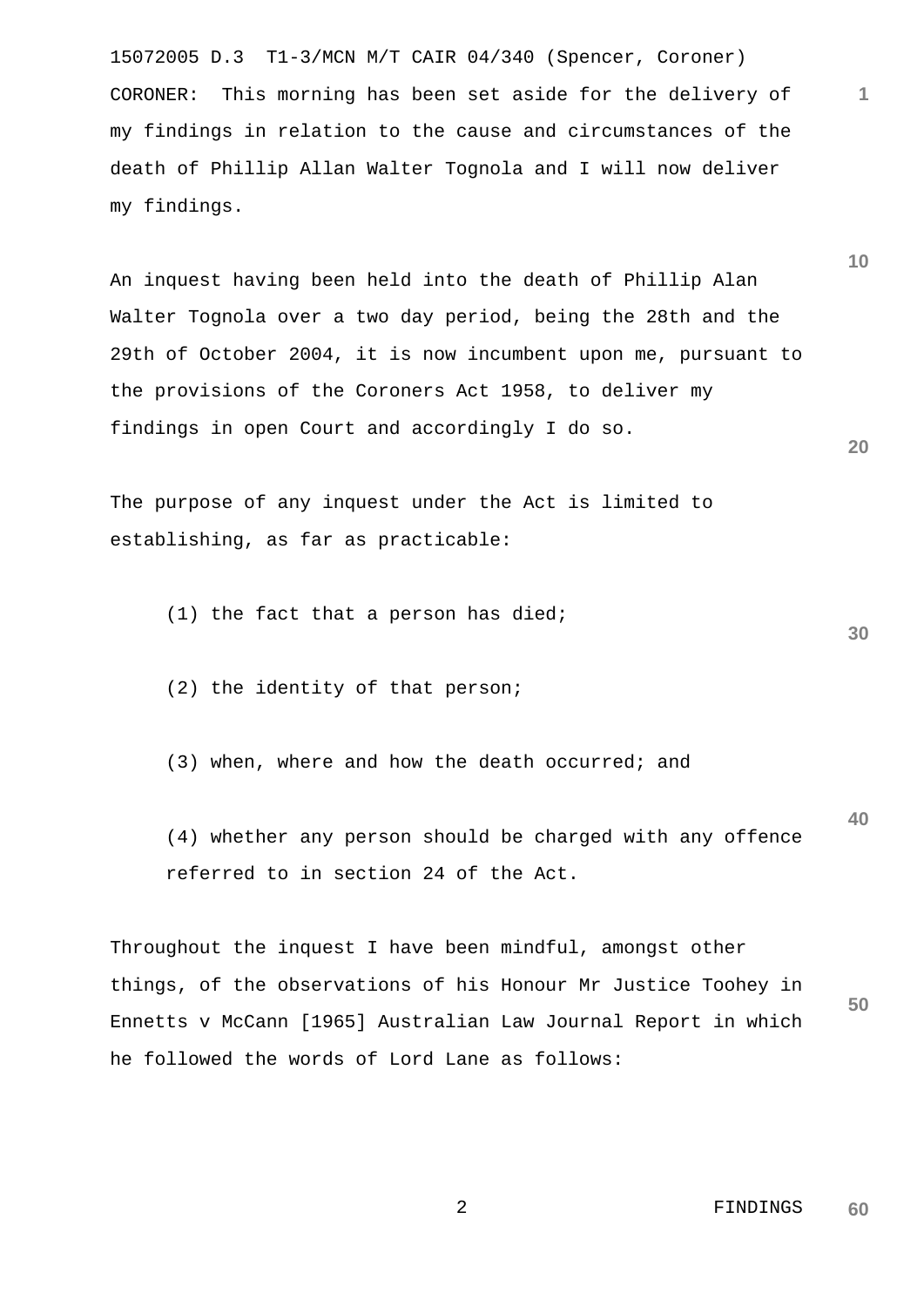15072005 D.3 T1-3/MCN M/T CAIR 04/340 (Spencer, Coroner)

CORONER: This morning has been set aside for the delivery of my findings in relation to the cause and circumstances of the death of Phillip Allan Walter Tognola and I will now deliver my findings.

An inquest having been held into the death of Phillip Alan Walter Tognola over a two day period, being the 28th and the 29th of October 2004, it is now incumbent upon me, pursuant to the provisions of the Coroners Act 1958, to deliver my findings in open Court and accordingly I do so.

The purpose of any inquest under the Act is limited to establishing, as far as practicable:

(1) the fact that a person has died;

(2) the identity of that person;

(3) when, where and how the death occurred; and

(4) whether any person should be charged with any offence referred to in section 24 of the Act.

Throughout the inquest I have been mindful, amongst other things, of the observations of his Honour Mr Justice Toohey in Ennetts v McCann [1965] Australian Law Journal Report in which he followed the words of Lord Lane as follows: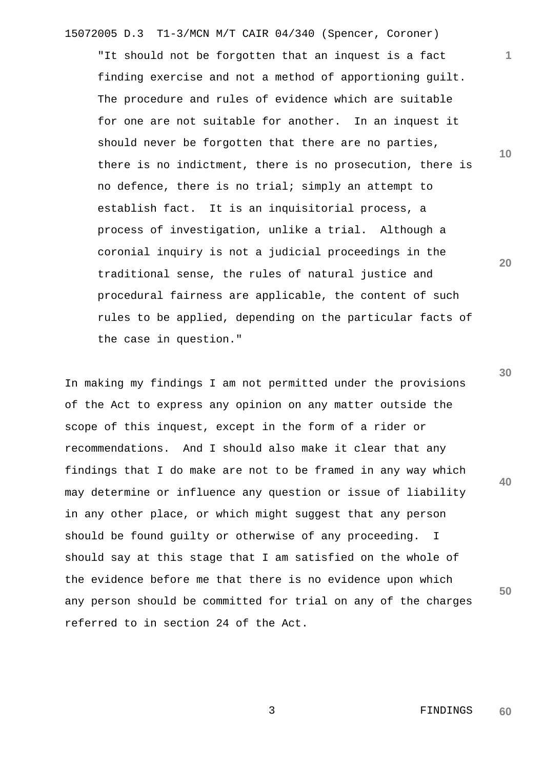> "It should not be forgotten that an inquest is a fact finding exercise and not a method of apportioning guilt. The procedure and rules of evidence which are suitable for one are not suitable for another. In an inquest it should never be forgotten that there are no parties, there is no indictment, there is no prosecution, there is no defence, there is no trial; simply an attempt to establish fact. It is an inquisitorial process, a process of investigation, unlike a trial. Although a coronial inquiry is not a judicial proceedings in the traditional sense, the rules of natural justice and procedural fairness are applicable, the content of such rules to be applied, depending on the particular facts of the case in question."

In making my findings I am not permitted under the provisions of the Act to express any opinion on any matter outside the scope of this inquest, except in the form of a rider or recommendations. And I should also make it clear that any findings that I do make are not to be framed in any way which may determine or influence any question or issue of liability in any other place, or which might suggest that any person should be found guilty or otherwise of any proceeding. I should say at this stage that I am satisfied on the whole of the evidence before me that there is no evidence upon which any person should be committed for trial on any of the charges referred to in section 24 of the Act.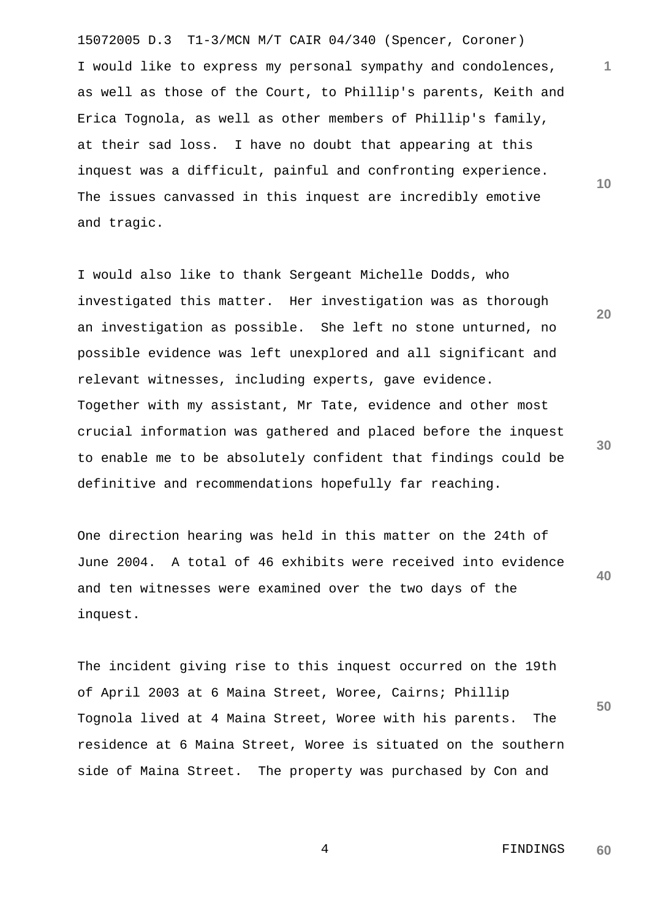I would like to express my personal sympathy and condolences, as well as those of the Court, to Phillip's parents, Keith and Erica Tognola, as well as other members of Phillip's family, at their sad loss. I have no doubt that appearing at this inquest was a difficult, painful and confronting experience. The issues canvassed in this inquest are incredibly emotive and tragic.

I would also like to thank Sergeant Michelle Dodds, who investigated this matter. Her investigation was as thorough an investigation as possible. She left no stone unturned, no possible evidence was left unexplored and all significant and relevant witnesses, including experts, gave evidence. Together with my assistant, Mr Tate, evidence and other most crucial information was gathered and placed before the inquest to enable me to be absolutely confident that findings could be definitive and recommendations hopefully far reaching.

One direction hearing was held in this matter on the 24th of June 2004. A total of 46 exhibits were received into evidence and ten witnesses were examined over the two days of the inquest.

The incident giving rise to this inquest occurred on the 19th of April 2003 at 6 Maina Street, Woree, Cairns; Phillip Tognola lived at 4 Maina Street, Woree with his parents. The residence at 6 Maina Street, Woree is situated on the southern side of Maina Street. The property was purchased by Con and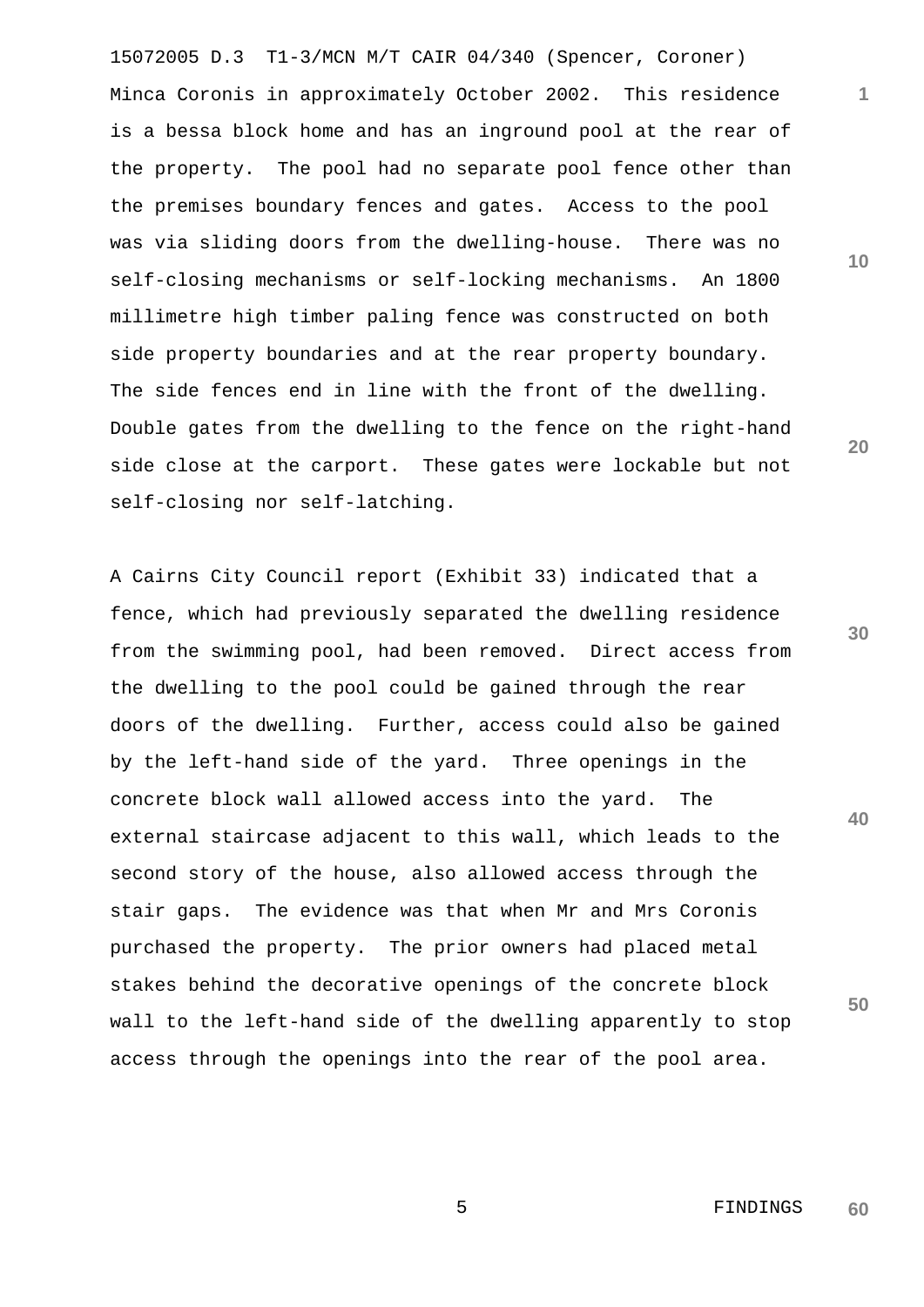Minca Coronis in approximately October 2002. This residence is a bessa block home and has an inground pool at the rear of the property. The pool had no separate pool fence other than the premises boundary fences and gates. Access to the pool was via sliding doors from the dwelling-house. There was no self-closing mechanisms or self-locking mechanisms. An 1800 millimetre high timber paling fence was constructed on both side property boundaries and at the rear property boundary. The side fences end in line with the front of the dwelling. Double gates from the dwelling to the fence on the right-hand side close at the carport. These gates were lockable but not self-closing nor self-latching.

A Cairns City Council report (Exhibit 33) indicated that a fence, which had previously separated the dwelling residence from the swimming pool, had been removed. Direct access from the dwelling to the pool could be gained through the rear doors of the dwelling. Further, access could also be gained by the left-hand side of the yard. Three openings in the concrete block wall allowed access into the yard. The external staircase adjacent to this wall, which leads to the second story of the house, also allowed access through the stair gaps. The evidence was that when Mr and Mrs Coronis purchased the property. The prior owners had placed metal stakes behind the decorative openings of the concrete block wall to the left-hand side of the dwelling apparently to stop access through the openings into the rear of the pool area.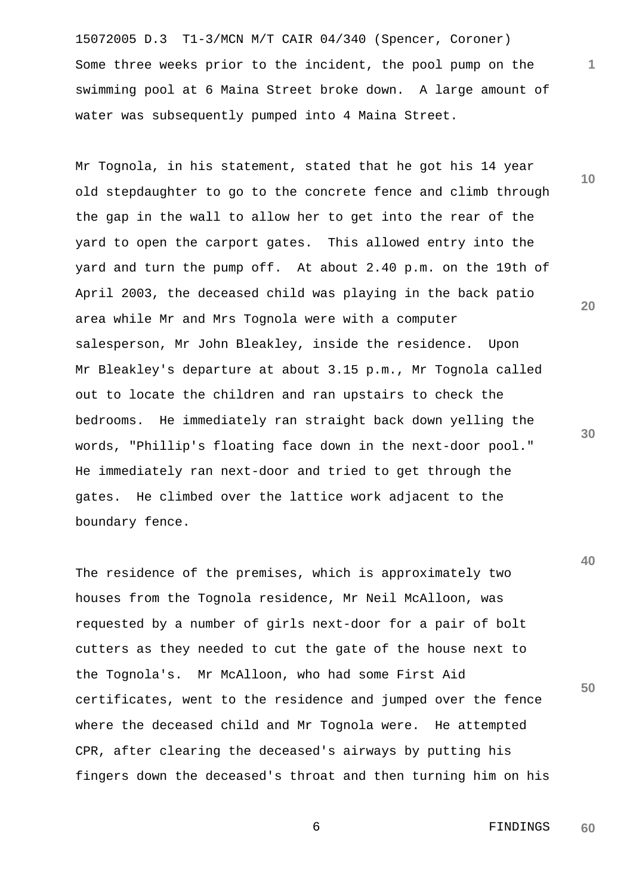Some three weeks prior to the incident, the pool pump on the swimming pool at 6 Maina Street broke down. A large amount of water was subsequently pumped into 4 Maina Street.

Mr Tognola, in his statement, stated that he got his 14 year old stepdaughter to go to the concrete fence and climb through the gap in the wall to allow her to get into the rear of the yard to open the carport gates. This allowed entry into the yard and turn the pump off. At about 2.40 p.m. on the 19th of April 2003, the deceased child was playing in the back patio area while Mr and Mrs Tognola were with a computer salesperson, Mr John Bleakley, inside the residence. Upon Mr Bleakley's departure at about 3.15 p.m., Mr Tognola called out to locate the children and ran upstairs to check the bedrooms. He immediately ran straight back down yelling the words, "Phillip's floating face down in the next-door pool." He immediately ran next-door and tried to get through the gates. He climbed over the lattice work adjacent to the boundary fence.

The residence of the premises, which is approximately two houses from the Tognola residence, Mr Neil McAlloon, was requested by a number of girls next-door for a pair of bolt cutters as they needed to cut the gate of the house next to the Tognola's. Mr McAlloon, who had some First Aid certificates, went to the residence and jumped over the fence where the deceased child and Mr Tognola were. He attempted CPR, after clearing the deceased's airways by putting his fingers down the deceased's throat and then turning him on his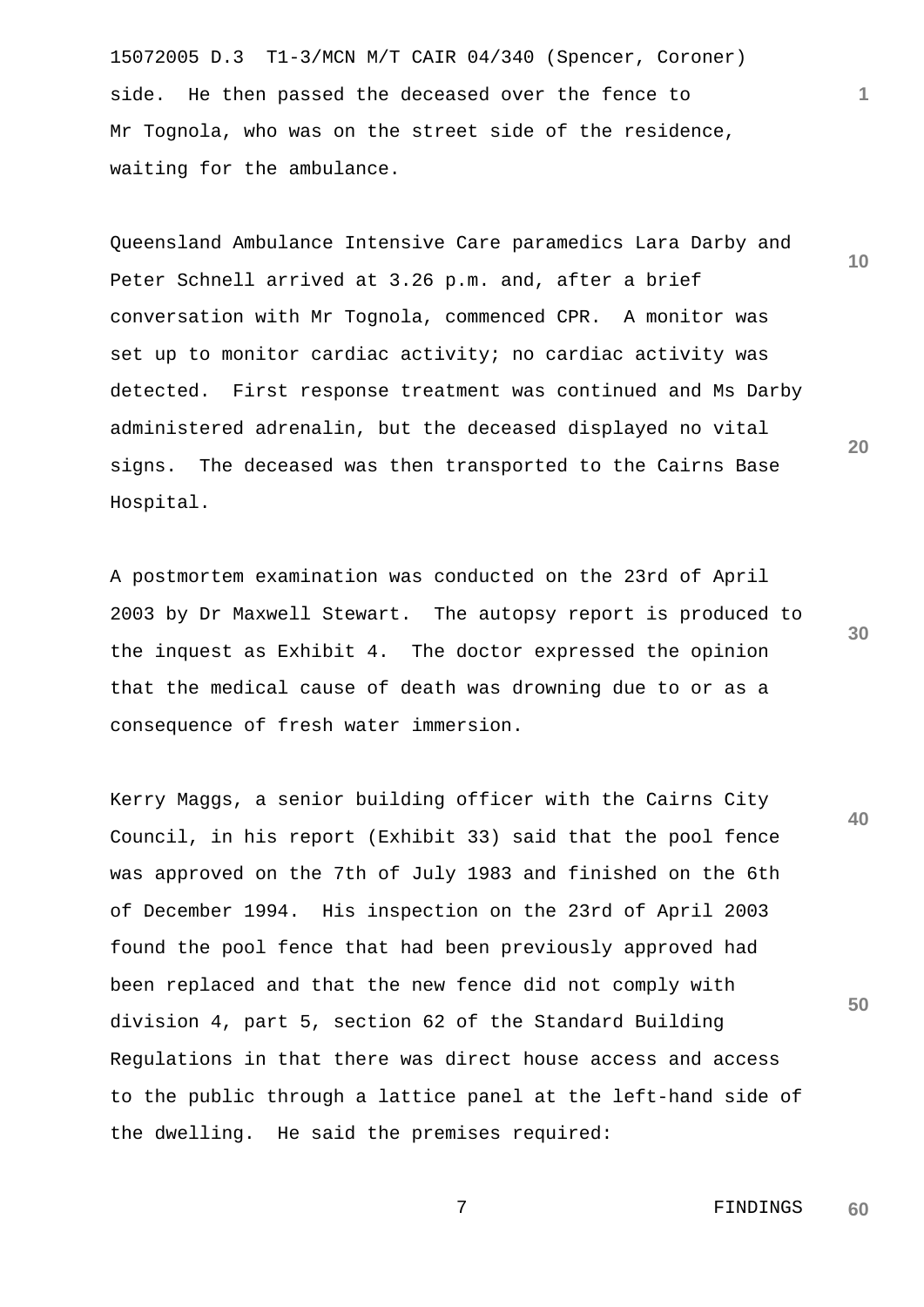side. He then passed the deceased over the fence to Mr Tognola, who was on the street side of the residence, waiting for the ambulance.

Queensland Ambulance Intensive Care paramedics Lara Darby and Peter Schnell arrived at 3.26 p.m. and, after a brief conversation with Mr Tognola, commenced CPR. A monitor was set up to monitor cardiac activity; no cardiac activity was detected. First response treatment was continued and Ms Darby administered adrenalin, but the deceased displayed no vital signs. The deceased was then transported to the Cairns Base Hospital.

A postmortem examination was conducted on the 23rd of April 2003 by Dr Maxwell Stewart. The autopsy report is produced to the inquest as Exhibit 4. The doctor expressed the opinion that the medical cause of death was drowning due to or as a consequence of fresh water immersion.

Kerry Maggs, a senior building officer with the Cairns City Council, in his report (Exhibit 33) said that the pool fence was approved on the 7th of July 1983 and finished on the 6th of December 1994. His inspection on the 23rd of April 2003 found the pool fence that had been previously approved had been replaced and that the new fence did not comply with division 4, part 5, section 62 of the Standard Building Regulations in that there was direct house access and access to the public through a lattice panel at the left-hand side of the dwelling. He said the premises required: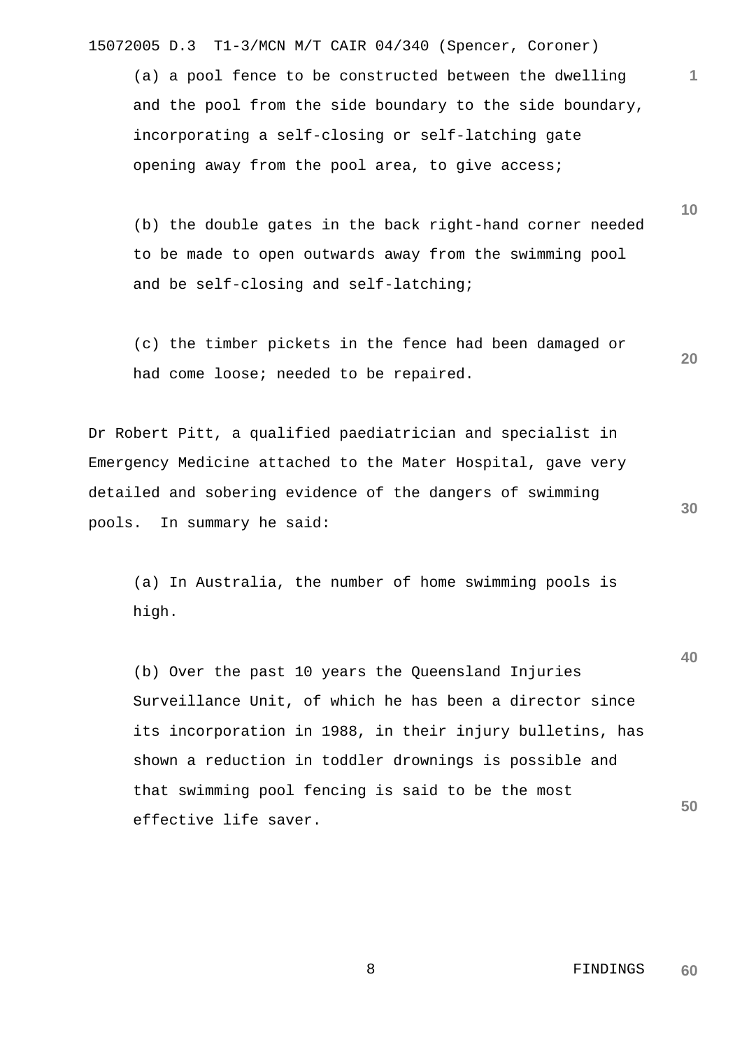(a) a pool fence to be constructed between the dwelling and the pool from the side boundary to the side boundary, incorporating a self-closing or self-latching gate opening away from the pool area, to give access;

(b) the double gates in the back right-hand corner needed to be made to open outwards away from the swimming pool and be self-closing and self-latching;

(c) the timber pickets in the fence had been damaged or had come loose; needed to be repaired.

Dr Robert Pitt, a qualified paediatrician and specialist in Emergency Medicine attached to the Mater Hospital, gave very detailed and sobering evidence of the dangers of swimming pools. In summary he said:

(a) In Australia, the number of home swimming pools is high.

(b) Over the past 10 years the Queensland Injuries Surveillance Unit, of which he has been a director since its incorporation in 1988, in their injury bulletins, has shown a reduction in toddler drownings is possible and that swimming pool fencing is said to be the most effective life saver.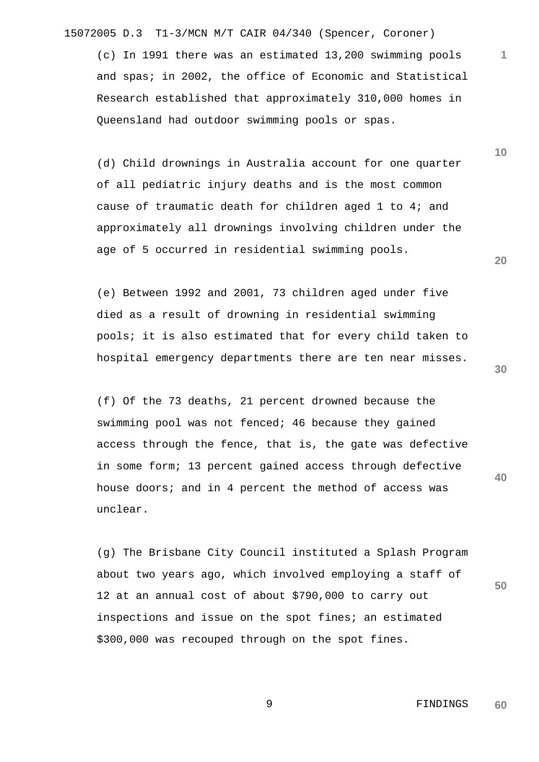(c) In 1991 there was an estimated 13,200 swimming pools and spas; in 2002, the office of Economic and Statistical Research established that approximately 310,000 homes in Queensland had outdoor swimming pools or spas.

(d) Child drownings in Australia account for one quarter of all pediatric injury deaths and is the most common cause of traumatic death for children aged 1 to 4; and approximately all drownings involving children under the age of 5 occurred in residential swimming pools.

(e) Between 1992 and 2001, 73 children aged under five died as a result of drowning in residential swimming pools; it is also estimated that for every child taken to hospital emergency departments there are ten near misses.

(f) Of the 73 deaths, 21 percent drowned because the swimming pool was not fenced; 46 because they gained access through the fence, that is, the gate was defective in some form; 13 percent gained access through defective house doors; and in 4 percent the method of access was unclear.

(g) The Brisbane City Council instituted a Splash Program about two years ago, which involved employing a staff of 12 at an annual cost of about $790,000 to carry out inspections and issue on the spot fines; an estimated $300,000 was recouped through on the spot fines.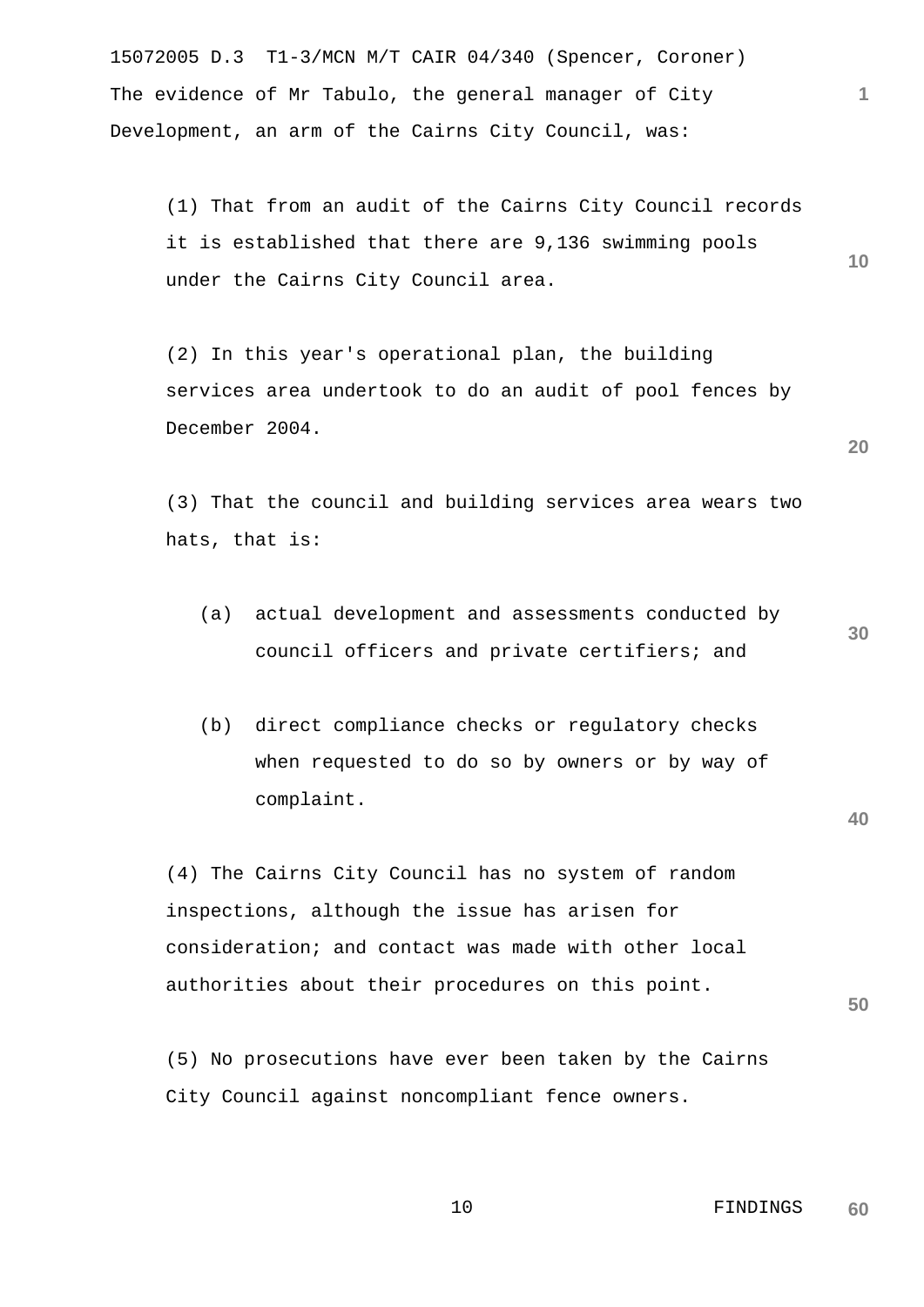The evidence of Mr Tabulo, the general manager of City Development, an arm of the Cairns City Council, was:

(1) That from an audit of the Cairns City Council records it is established that there are 9,136 swimming pools under the Cairns City Council area.

(2) In this year's operational plan, the building services area undertook to do an audit of pool fences by December 2004.

(3) That the council and building services area wears two hats, that is:

   (a) actual development and assessments conducted by council officers and private certifiers; and

   (b) direct compliance checks or regulatory checks when requested to do so by owners or by way of complaint.

(4) The Cairns City Council has no system of random inspections, although the issue has arisen for consideration; and contact was made with other local authorities about their procedures on this point.

(5) No prosecutions have ever been taken by the Cairns City Council against noncompliant fence owners.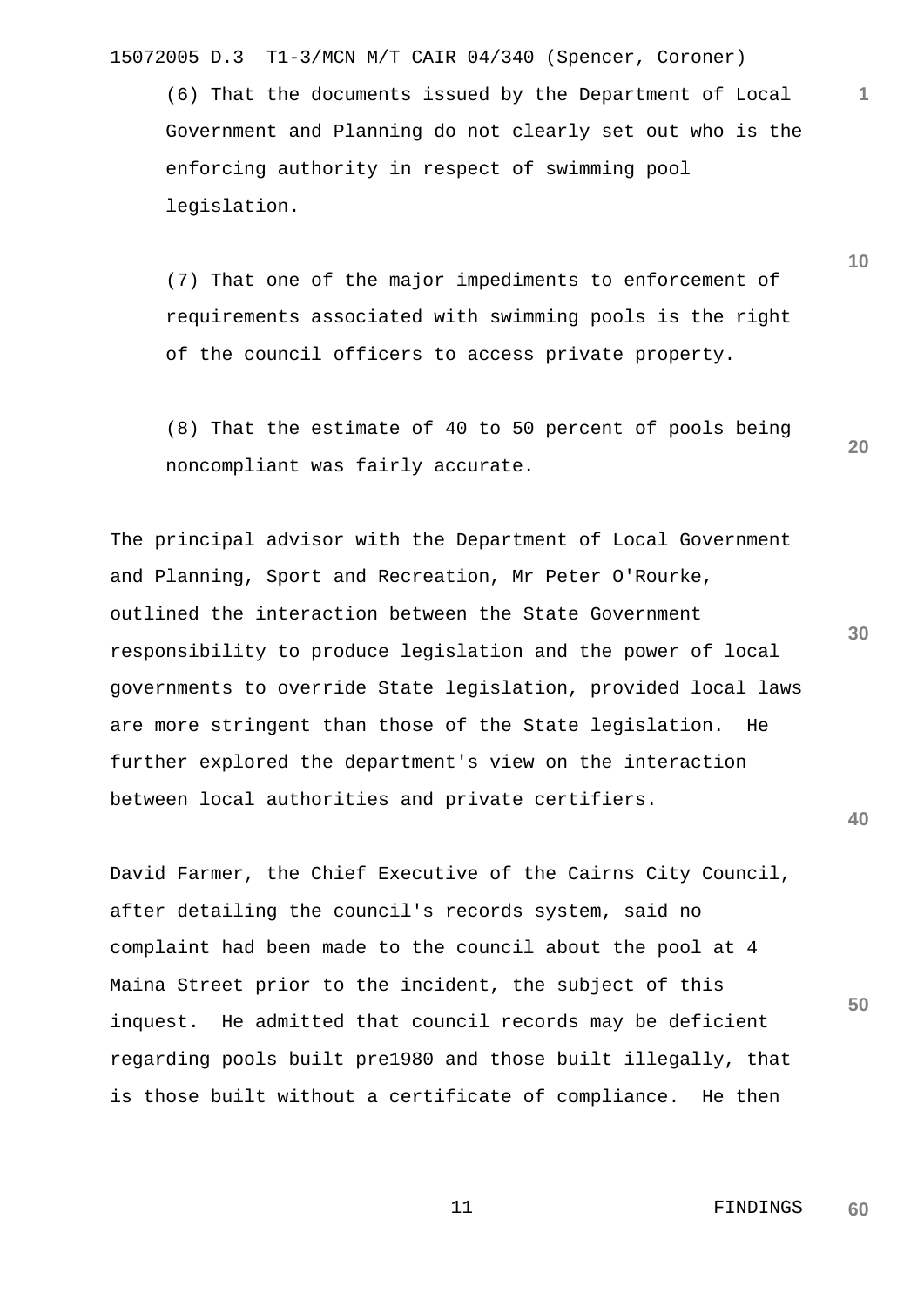(6) That the documents issued by the Department of Local Government and Planning do not clearly set out who is the enforcing authority in respect of swimming pool legislation.

(7) That one of the major impediments to enforcement of requirements associated with swimming pools is the right of the council officers to access private property.

(8) That the estimate of 40 to 50 percent of pools being noncompliant was fairly accurate.

The principal advisor with the Department of Local Government and Planning, Sport and Recreation, Mr Peter O'Rourke, outlined the interaction between the State Government responsibility to produce legislation and the power of local governments to override State legislation, provided local laws are more stringent than those of the State legislation. He further explored the department's view on the interaction between local authorities and private certifiers.

David Farmer, the Chief Executive of the Cairns City Council, after detailing the council's records system, said no complaint had been made to the council about the pool at 4 Maina Street prior to the incident, the subject of this inquest. He admitted that council records may be deficient regarding pools built pre1980 and those built illegally, that is those built without a certificate of compliance. He then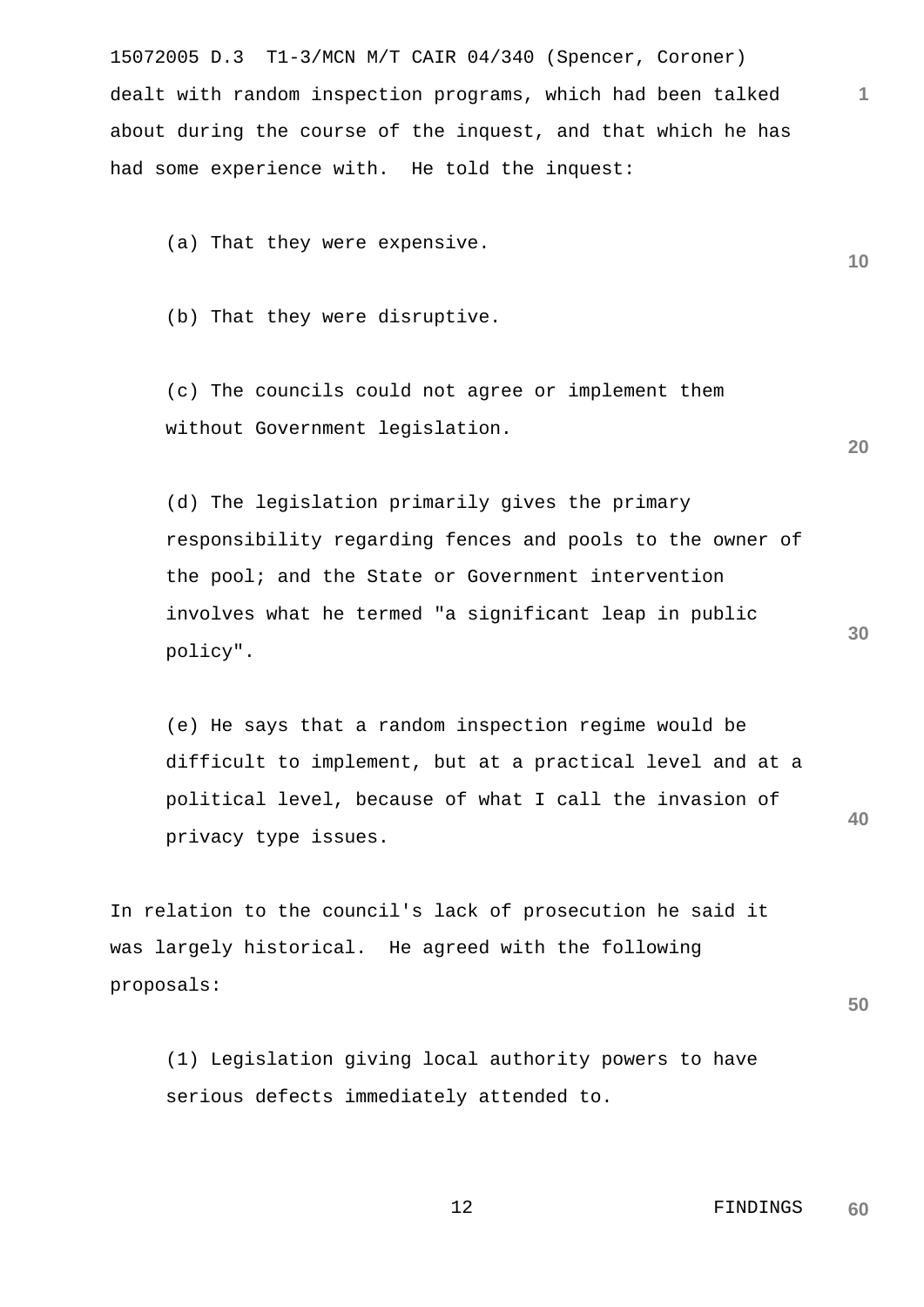dealt with random inspection programs, which had been talked about during the course of the inquest, and that which he has had some experience with. He told the inquest:

(a) That they were expensive.

(b) That they were disruptive.

(c) The councils could not agree or implement them without Government legislation.

(d) The legislation primarily gives the primary responsibility regarding fences and pools to the owner of the pool; and the State or Government intervention involves what he termed "a significant leap in public policy".

(e) He says that a random inspection regime would be difficult to implement, but at a practical level and at a political level, because of what I call the invasion of privacy type issues.

In relation to the council's lack of prosecution he said it was largely historical. He agreed with the following proposals:

(1) Legislation giving local authority powers to have serious defects immediately attended to.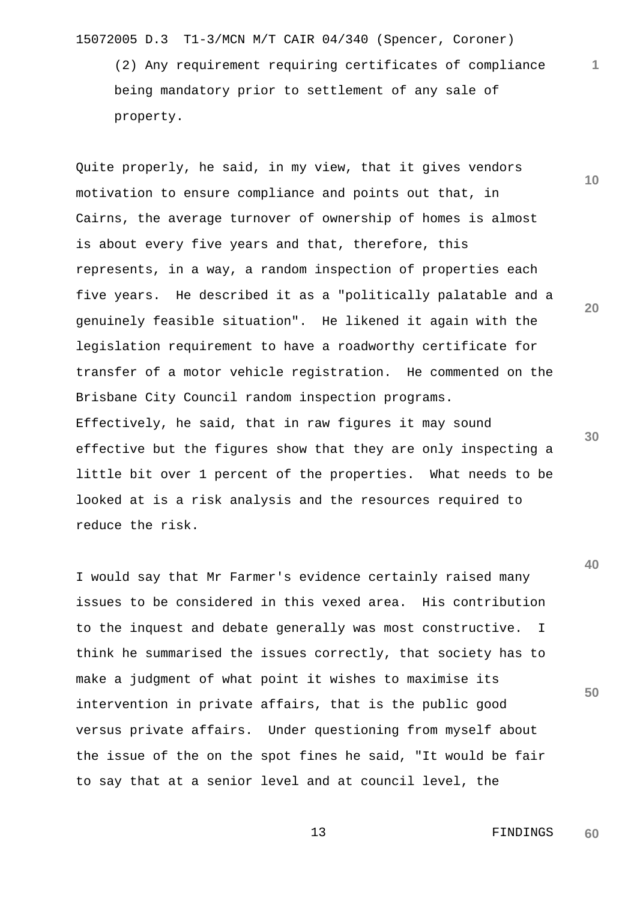(2) Any requirement requiring certificates of compliance being mandatory prior to settlement of any sale of property.

Quite properly, he said, in my view, that it gives vendors motivation to ensure compliance and points out that, in Cairns, the average turnover of ownership of homes is almost is about every five years and that, therefore, this represents, in a way, a random inspection of properties each five years. He described it as a "politically palatable and a genuinely feasible situation". He likened it again with the legislation requirement to have a roadworthy certificate for transfer of a motor vehicle registration. He commented on the Brisbane City Council random inspection programs. Effectively, he said, that in raw figures it may sound effective but the figures show that they are only inspecting a little bit over 1 percent of the properties. What needs to be looked at is a risk analysis and the resources required to reduce the risk.

I would say that Mr Farmer's evidence certainly raised many issues to be considered in this vexed area. His contribution to the inquest and debate generally was most constructive. I think he summarised the issues correctly, that society has to make a judgment of what point it wishes to maximise its intervention in private affairs, that is the public good versus private affairs. Under questioning from myself about the issue of the on the spot fines he said, "It would be fair to say that at a senior level and at council level, the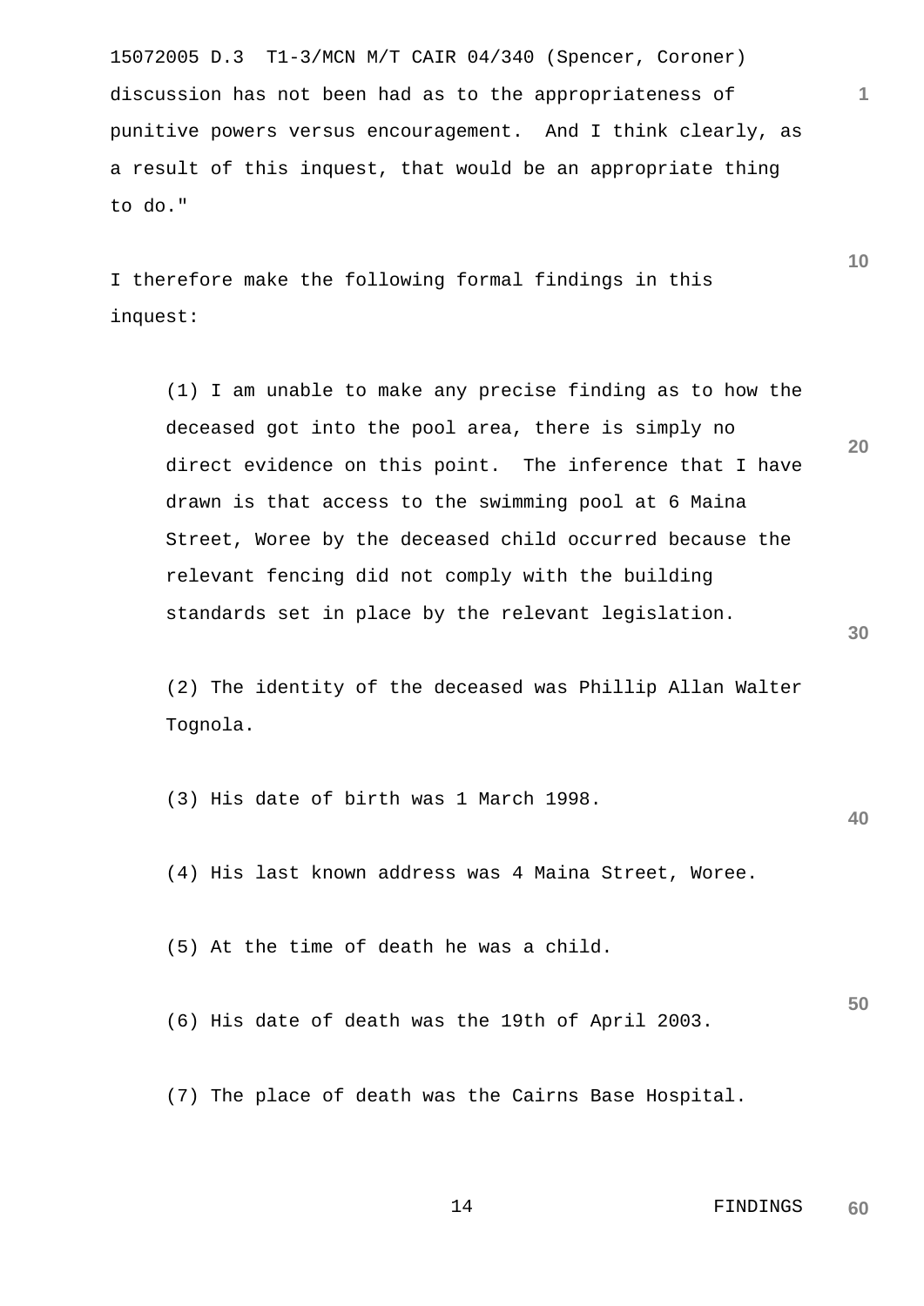discussion has not been had as to the appropriateness of punitive powers versus encouragement. And I think clearly, as a result of this inquest, that would be an appropriate thing to do."

I therefore make the following formal findings in this inquest:

(1) I am unable to make any precise finding as to how the deceased got into the pool area, there is simply no direct evidence on this point. The inference that I have drawn is that access to the swimming pool at 6 Maina Street, Woree by the deceased child occurred because the relevant fencing did not comply with the building standards set in place by the relevant legislation.

(2) The identity of the deceased was Phillip Allan Walter Tognola.

(3) His date of birth was 1 March 1998.

(4) His last known address was 4 Maina Street, Woree.

(5) At the time of death he was a child.

(6) His date of death was the 19th of April 2003.

(7) The place of death was the Cairns Base Hospital.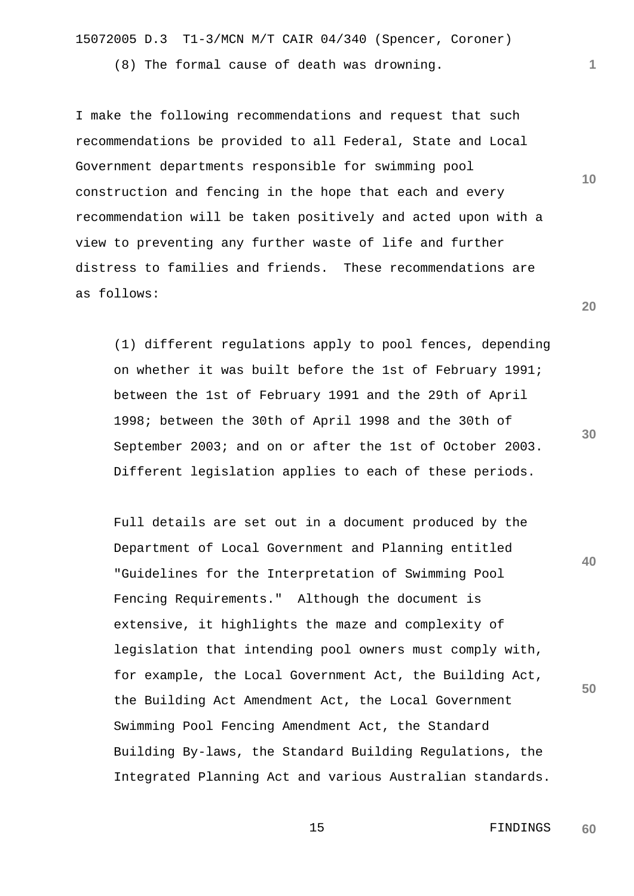(8) The formal cause of death was drowning.

I make the following recommendations and request that such recommendations be provided to all Federal, State and Local Government departments responsible for swimming pool construction and fencing in the hope that each and every recommendation will be taken positively and acted upon with a view to preventing any further waste of life and further distress to families and friends. These recommendations are as follows:

(1) different regulations apply to pool fences, depending on whether it was built before the 1st of February 1991; between the 1st of February 1991 and the 29th of April 1998; between the 30th of April 1998 and the 30th of September 2003; and on or after the 1st of October 2003. Different legislation applies to each of these periods.

Full details are set out in a document produced by the Department of Local Government and Planning entitled "Guidelines for the Interpretation of Swimming Pool Fencing Requirements." Although the document is extensive, it highlights the maze and complexity of legislation that intending pool owners must comply with, for example, the Local Government Act, the Building Act, the Building Act Amendment Act, the Local Government Swimming Pool Fencing Amendment Act, the Standard Building By-laws, the Standard Building Regulations, the Integrated Planning Act and various Australian standards.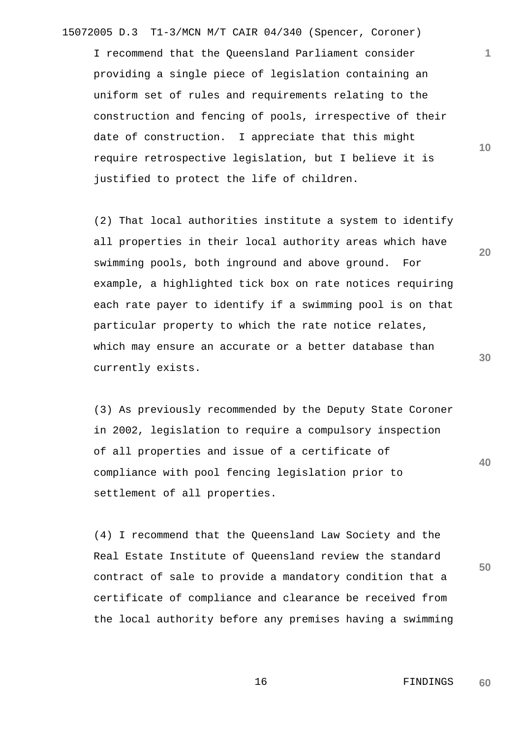I recommend that the Queensland Parliament consider providing a single piece of legislation containing an uniform set of rules and requirements relating to the construction and fencing of pools, irrespective of their date of construction. I appreciate that this might require retrospective legislation, but I believe it is justified to protect the life of children.

(2) That local authorities institute a system to identify all properties in their local authority areas which have swimming pools, both inground and above ground. For example, a highlighted tick box on rate notices requiring each rate payer to identify if a swimming pool is on that particular property to which the rate notice relates, which may ensure an accurate or a better database than currently exists.

(3) As previously recommended by the Deputy State Coroner in 2002, legislation to require a compulsory inspection of all properties and issue of a certificate of compliance with pool fencing legislation prior to settlement of all properties.

(4) I recommend that the Queensland Law Society and the Real Estate Institute of Queensland review the standard contract of sale to provide a mandatory condition that a certificate of compliance and clearance be received from the local authority before any premises having a swimming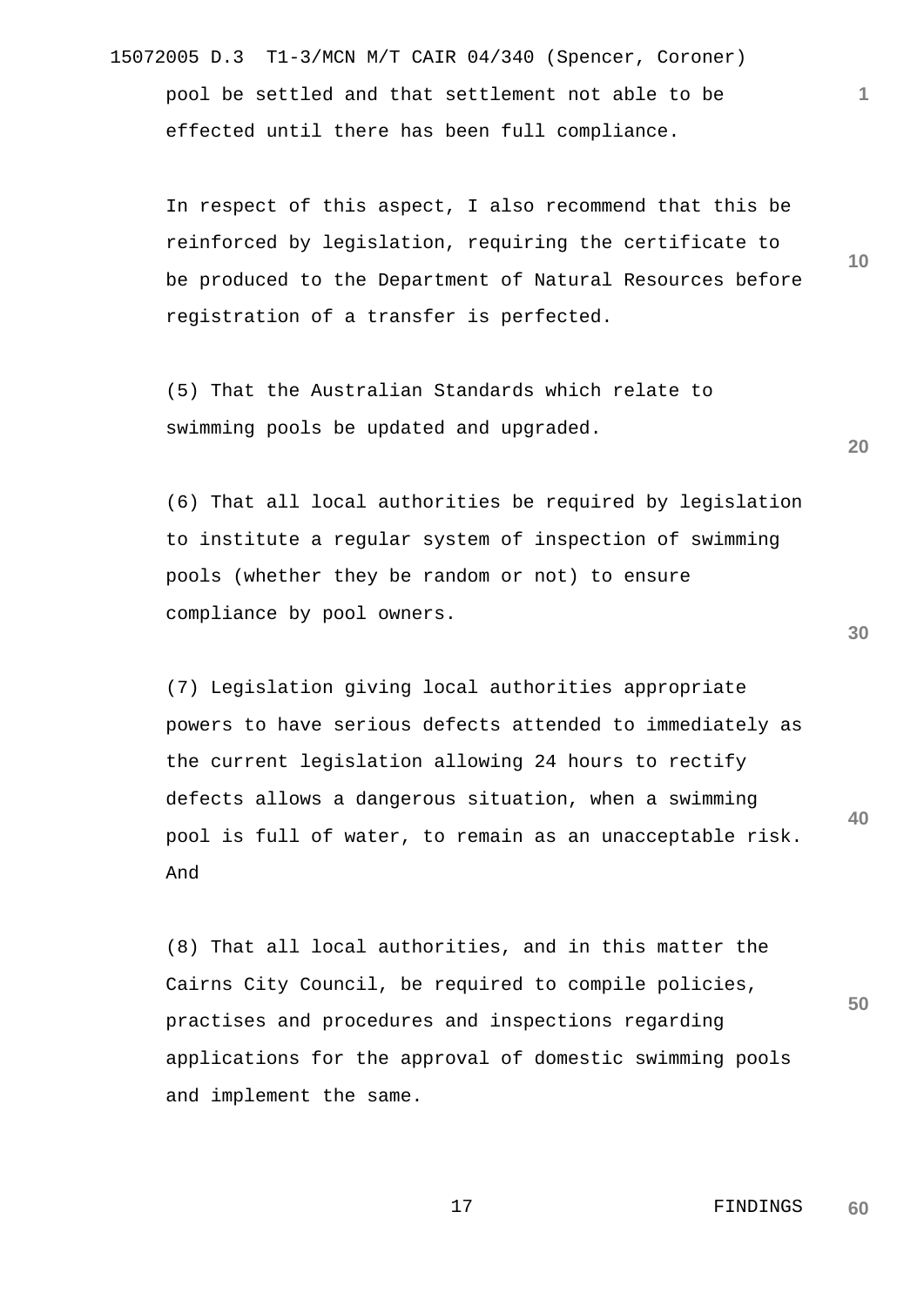pool be settled and that settlement not able to be effected until there has been full compliance.

In respect of this aspect, I also recommend that this be reinforced by legislation, requiring the certificate to be produced to the Department of Natural Resources before registration of a transfer is perfected.

(5) That the Australian Standards which relate to swimming pools be updated and upgraded.

(6) That all local authorities be required by legislation to institute a regular system of inspection of swimming pools (whether they be random or not) to ensure compliance by pool owners.

(7) Legislation giving local authorities appropriate powers to have serious defects attended to immediately as the current legislation allowing 24 hours to rectify defects allows a dangerous situation, when a swimming pool is full of water, to remain as an unacceptable risk. And

(8) That all local authorities, and in this matter the Cairns City Council, be required to compile policies, practises and procedures and inspections regarding applications for the approval of domestic swimming pools and implement the same.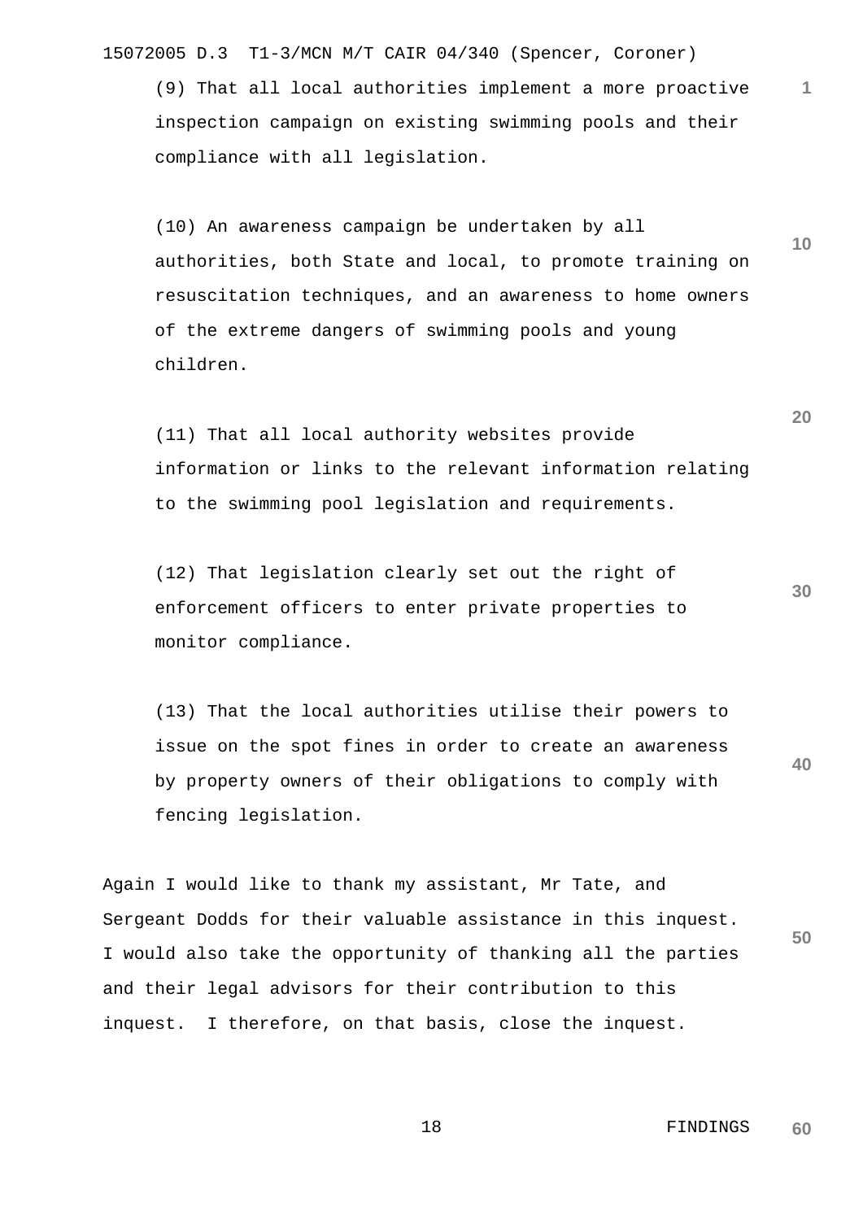(9) That all local authorities implement a more proactive inspection campaign on existing swimming pools and their compliance with all legislation.

(10) An awareness campaign be undertaken by all authorities, both State and local, to promote training on resuscitation techniques, and an awareness to home owners of the extreme dangers of swimming pools and young children.

(11) That all local authority websites provide information or links to the relevant information relating to the swimming pool legislation and requirements.

(12) That legislation clearly set out the right of enforcement officers to enter private properties to monitor compliance.

(13) That the local authorities utilise their powers to issue on the spot fines in order to create an awareness by property owners of their obligations to comply with fencing legislation.

Again I would like to thank my assistant, Mr Tate, and Sergeant Dodds for their valuable assistance in this inquest. I would also take the opportunity of thanking all the parties and their legal advisors for their contribution to this inquest. I therefore, on that basis, close the inquest.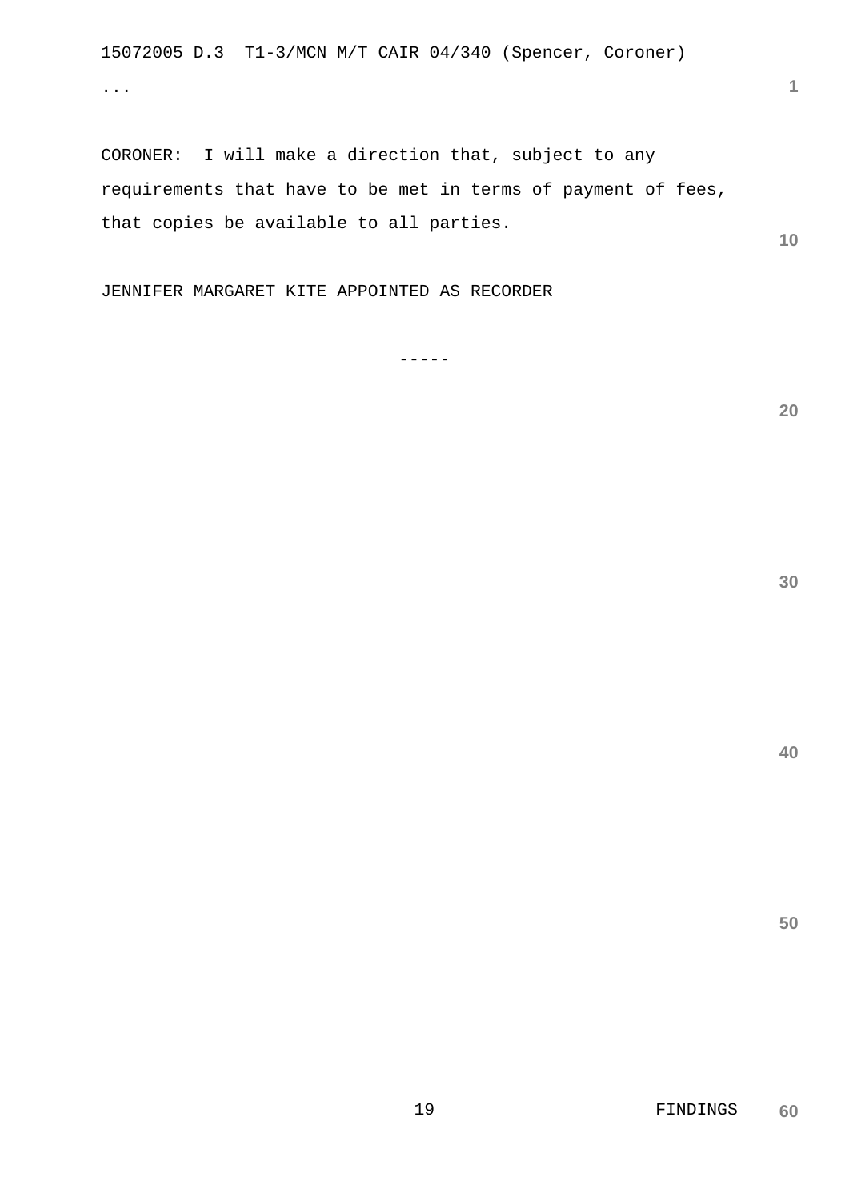...

CORONER: I will make a direction that, subject to any requirements that have to be met in terms of payment of fees, that copies be available to all parties.

JENNIFER MARGARET KITE APPOINTED AS RECORDER

-----